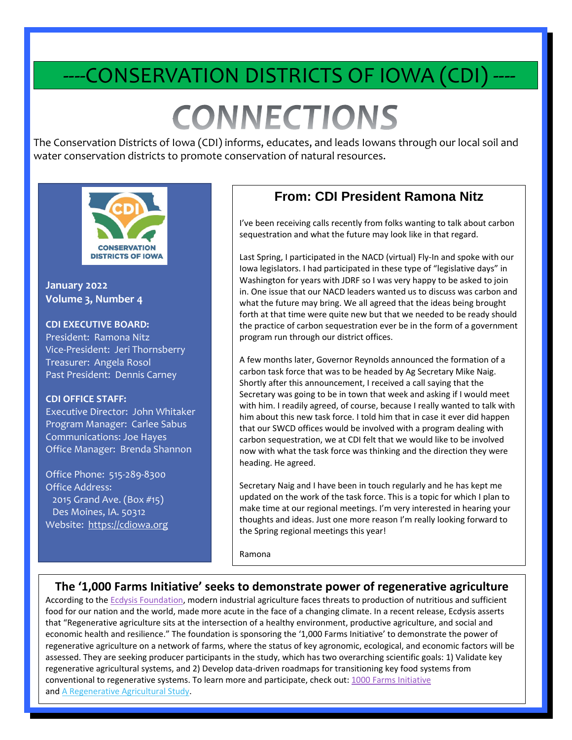# ----CONSERVATION DISTRICTS OF IOWA (CDI) ----

# CONNECTIONS

The Conservation Districts of Iowa (CDI) informs, educates, and leads Iowans through our local soil and water conservation districts to promote conservation of natural resources.

CDI
CONSERVATION DISTRICTS OF IOWA

**January 2022**
**Volume 3, Number 4**

**CDI EXECUTIVE BOARD:**
President: Ramona Nitz
Vice-President: Jeri Thornsberry
Treasurer: Angela Rosol
Past President: Dennis Carney

**CDI OFFICE STAFF:**
Executive Director: John Whitaker
Program Manager: Carlee Sabus
Communications: Joe Hayes
Office Manager: Brenda Shannon

Office Phone: 515-289-8300
Office Address:
2015 Grand Ave. (Box #15)
Des Moines, IA. 50312
Website: https://cdiowa.org

## From: CDI President Ramona Nitz

I've been receiving calls recently from folks wanting to talk about carbon sequestration and what the future may look like in that regard.

Last Spring, I participated in the NACD (virtual) Fly-In and spoke with our Iowa legislators. I had participated in these type of "legislative days" in Washington for years with JDRF so I was very happy to be asked to join in. One issue that our NACD leaders wanted us to discuss was carbon and what the future may bring. We all agreed that the ideas being brought forth at that time were quite new but that we needed to be ready should the practice of carbon sequestration ever be in the form of a government program run through our district offices.

A few months later, Governor Reynolds announced the formation of a carbon task force that was to be headed by Ag Secretary Mike Naig. Shortly after this announcement, I received a call saying that the Secretary was going to be in town that week and asking if I would meet with him. I readily agreed, of course, because I really wanted to talk with him about this new task force. I told him that in case it ever did happen that our SWCD offices would be involved with a program dealing with carbon sequestration, we at CDI felt that we would like to be involved now with what the task force was thinking and the direction they were heading. He agreed.

Secretary Naig and I have been in touch regularly and he has kept me updated on the work of the task force. This is a topic for which I plan to make time at our regional meetings. I'm very interested in hearing your thoughts and ideas. Just one more reason I'm really looking forward to the Spring regional meetings this year!

Ramona

## The '1,000 Farms Initiative' seeks to demonstrate power of regenerative agriculture

According to the Ecdysis Foundation, modern industrial agriculture faces threats to production of nutritious and sufficient food for our nation and the world, made more acute in the face of a changing climate. In a recent release, Ecdysis asserts that "Regenerative agriculture sits at the intersection of a healthy environment, productive agriculture, and social and economic health and resilience." The foundation is sponsoring the '1,000 Farms Initiative' to demonstrate the power of regenerative agriculture on a network of farms, where the status of key agronomic, ecological, and economic factors will be assessed. They are seeking producer participants in the study, which has two overarching scientific goals: 1) Validate key regenerative agricultural systems, and 2) Develop data-driven roadmaps for transitioning key food systems from conventional to regenerative systems. To learn more and participate, check out: 1000 Farms Initiative and A Regenerative Agricultural Study.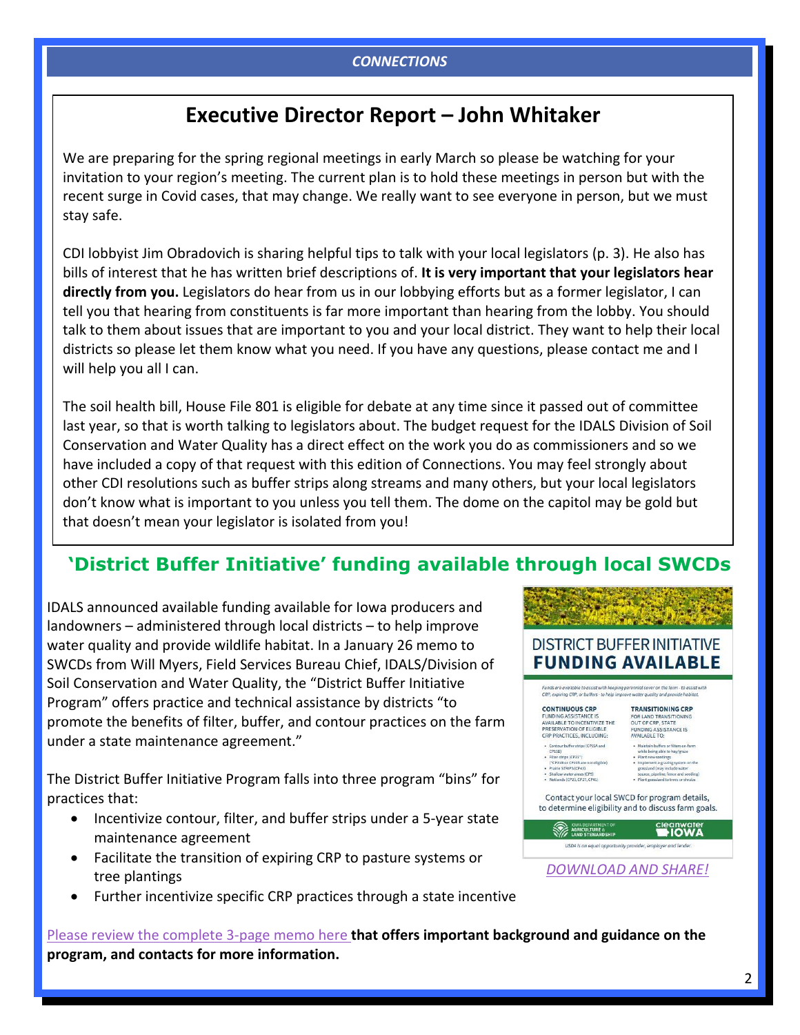## Executive Director Report – John Whitaker

We are preparing for the spring regional meetings in early March so please be watching for your invitation to your region's meeting. The current plan is to hold these meetings in person but with the recent surge in Covid cases, that may change. We really want to see everyone in person, but we must stay safe.

CDI lobbyist Jim Obradovich is sharing helpful tips to talk with your local legislators (p. 3). He also has bills of interest that he has written brief descriptions of. **It is very important that your legislators hear directly from you.** Legislators do hear from us in our lobbying efforts but as a former legislator, I can tell you that hearing from constituents is far more important than hearing from the lobby. You should talk to them about issues that are important to you and your local district. They want to help their local districts so please let them know what you need. If you have any questions, please contact me and I will help you all I can.

The soil health bill, House File 801 is eligible for debate at any time since it passed out of committee last year, so that is worth talking to legislators about. The budget request for the IDALS Division of Soil Conservation and Water Quality has a direct effect on the work you do as commissioners and so we have included a copy of that request with this edition of Connections. You may feel strongly about other CDI resolutions such as buffer strips along streams and many others, but your local legislators don't know what is important to you unless you tell them. The dome on the capitol may be gold but that doesn't mean your legislator is isolated from you!

## 'District Buffer Initiative' funding available through local SWCDs

IDALS announced available funding available for Iowa producers and landowners – administered through local districts – to help improve water quality and provide wildlife habitat. In a January 26 memo to SWCDs from Will Myers, Field Services Bureau Chief, IDALS/Division of Soil Conservation and Water Quality, the "District Buffer Initiative Program" offers practice and technical assistance by districts "to promote the benefits of filter, buffer, and contour practices on the farm under a state maintenance agreement."

The District Buffer Initiative Program falls into three program "bins" for practices that:

- Incentivize contour, filter, and buffer strips under a 5-year state maintenance agreement
- Facilitate the transition of expiring CRP to pasture systems or tree plantings
- Further incentivize specific CRP practices through a state incentive

*DOWNLOAD AND SHARE!*

Please review the complete 3-page memo here **that offers important background and guidance on the program, and contacts for more information.**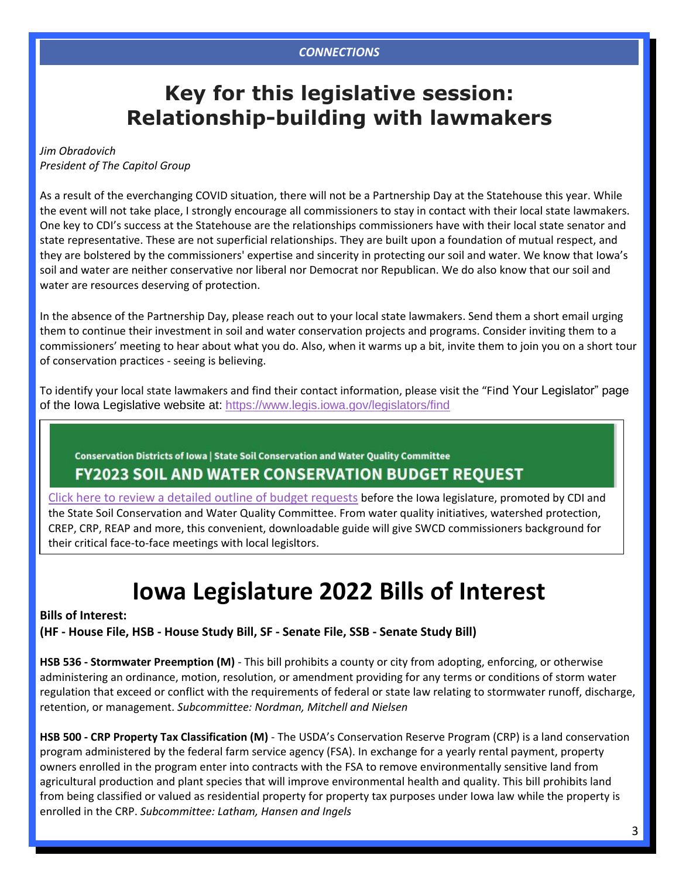*CONNECTIONS*

# Key for this legislative session: Relationship-building with lawmakers

*Jim Obradovich*
*President of The Capitol Group*

As a result of the everchanging COVID situation, there will not be a Partnership Day at the Statehouse this year. While the event will not take place, I strongly encourage all commissioners to stay in contact with their local state lawmakers. One key to CDI's success at the Statehouse are the relationships commissioners have with their local state senator and state representative. These are not superficial relationships. They are built upon a foundation of mutual respect, and they are bolstered by the commissioners' expertise and sincerity in protecting our soil and water. We know that Iowa's soil and water are neither conservative nor liberal nor Democrat nor Republican. We do also know that our soil and water are resources deserving of protection.

In the absence of the Partnership Day, please reach out to your local state lawmakers. Send them a short email urging them to continue their investment in soil and water conservation projects and programs. Consider inviting them to a commissioners' meeting to hear about what you do. Also, when it warms up a bit, invite them to join you on a short tour of conservation practices - seeing is believing.

To identify your local state lawmakers and find their contact information, please visit the "Find Your Legislator" page of the Iowa Legislative website at: https://www.legis.iowa.gov/legislators/find

**Conservation Districts of Iowa | State Soil Conservation and Water Quality Committee**

**FY2023 SOIL AND WATER CONSERVATION BUDGET REQUEST**

Click here to review a detailed outline of budget requests before the Iowa legislature, promoted by CDI and the State Soil Conservation and Water Quality Committee. From water quality initiatives, watershed protection, CREP, CRP, REAP and more, this convenient, downloadable guide will give SWCD commissioners background for their critical face-to-face meetings with local legisltors.

# Iowa Legislature 2022 Bills of Interest

**Bills of Interest:**
**(HF - House File, HSB - House Study Bill, SF - Senate File, SSB - Senate Study Bill)**

**HSB 536 - Stormwater Preemption (M)** - This bill prohibits a county or city from adopting, enforcing, or otherwise administering an ordinance, motion, resolution, or amendment providing for any terms or conditions of storm water regulation that exceed or conflict with the requirements of federal or state law relating to stormwater runoff, discharge, retention, or management. *Subcommittee: Nordman, Mitchell and Nielsen*

**HSB 500 - CRP Property Tax Classification (M)** - The USDA's Conservation Reserve Program (CRP) is a land conservation program administered by the federal farm service agency (FSA). In exchange for a yearly rental payment, property owners enrolled in the program enter into contracts with the FSA to remove environmentally sensitive land from agricultural production and plant species that will improve environmental health and quality. This bill prohibits land from being classified or valued as residential property for property tax purposes under Iowa law while the property is enrolled in the CRP. *Subcommittee: Latham, Hansen and Ingels*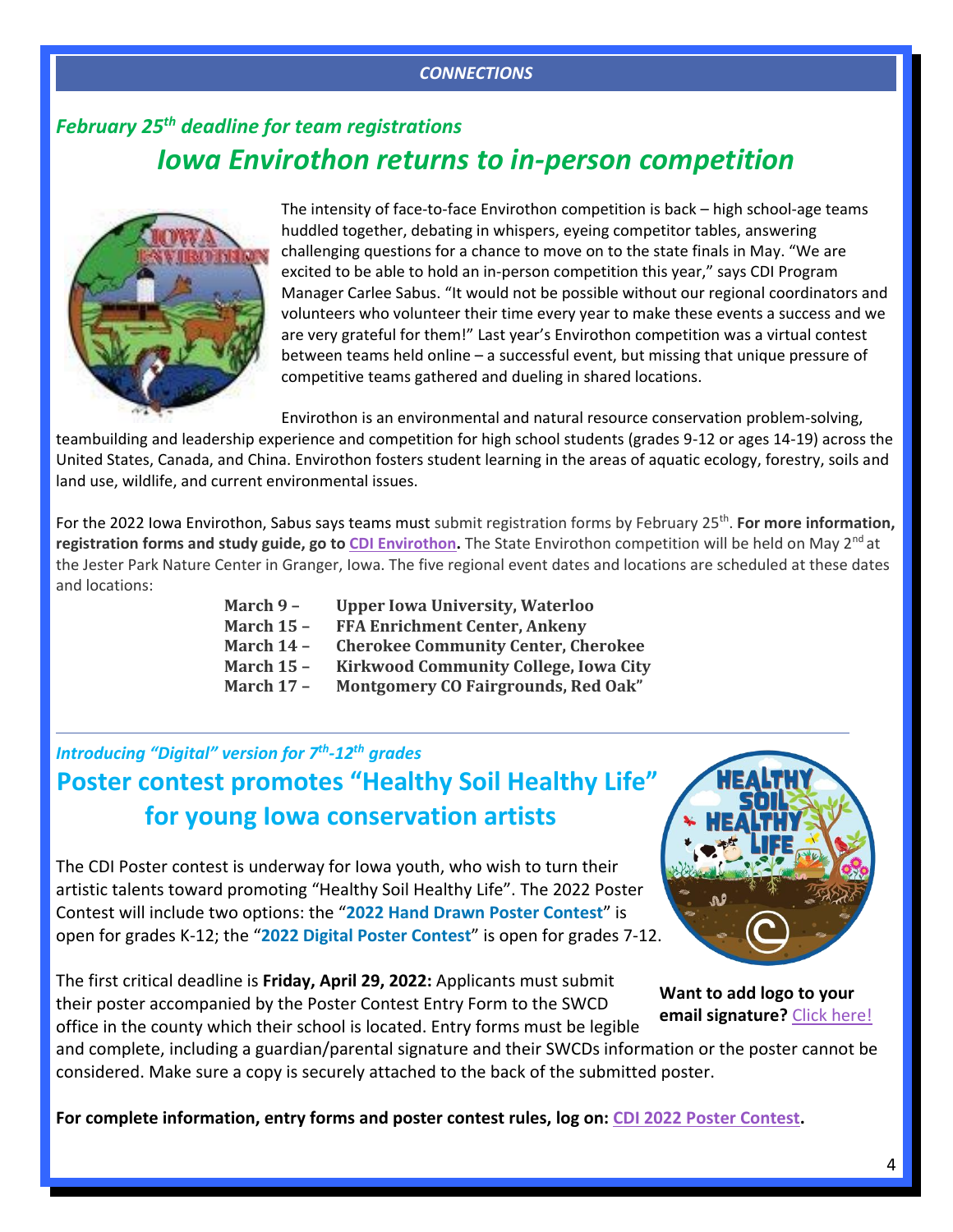*CONNECTIONS*

## *February 25th deadline for team registrations*

# *Iowa Envirothon returns to in-person competition*

The intensity of face-to-face Envirothon competition is back – high school-age teams huddled together, debating in whispers, eyeing competitor tables, answering challenging questions for a chance to move on to the state finals in May. "We are excited to be able to hold an in-person competition this year," says CDI Program Manager Carlee Sabus. "It would not be possible without our regional coordinators and volunteers who volunteer their time every year to make these events a success and we are very grateful for them!" Last year's Envirothon competition was a virtual contest between teams held online – a successful event, but missing that unique pressure of competitive teams gathered and dueling in shared locations.

Envirothon is an environmental and natural resource conservation problem-solving, teambuilding and leadership experience and competition for high school students (grades 9-12 or ages 14-19) across the United States, Canada, and China. Envirothon fosters student learning in the areas of aquatic ecology, forestry, soils and land use, wildlife, and current environmental issues.

For the 2022 Iowa Envirothon, Sabus says teams must submit registration forms by February 25th. **For more information, registration forms and study guide, go to CDI Envirothon.** The State Envirothon competition will be held on May 2nd at the Jester Park Nature Center in Granger, Iowa. The five regional event dates and locations are scheduled at these dates and locations:

**March 9 – Upper Iowa University, Waterloo**
**March 15 – FFA Enrichment Center, Ankeny**
**March 14 – Cherokee Community Center, Cherokee**
**March 15 – Kirkwood Community College, Iowa City**
**March 17 – Montgomery CO Fairgrounds, Red Oak"**

---

## *Introducing "Digital" version for 7th-12th grades*

# Poster contest promotes "Healthy Soil Healthy Life" for young Iowa conservation artists

The CDI Poster contest is underway for Iowa youth, who wish to turn their artistic talents toward promoting "Healthy Soil Healthy Life". The 2022 Poster Contest will include two options: the "**2022 Hand Drawn Poster Contest**" is open for grades K-12; the "**2022 Digital Poster Contest**" is open for grades 7-12.

**Want to add logo to your email signature?** Click here!

The first critical deadline is **Friday, April 29, 2022:** Applicants must submit their poster accompanied by the Poster Contest Entry Form to the SWCD office in the county which their school is located. Entry forms must be legible and complete, including a guardian/parental signature and their SWCDs information or the poster cannot be considered. Make sure a copy is securely attached to the back of the submitted poster.

**For complete information, entry forms and poster contest rules, log on: CDI 2022 Poster Contest.**